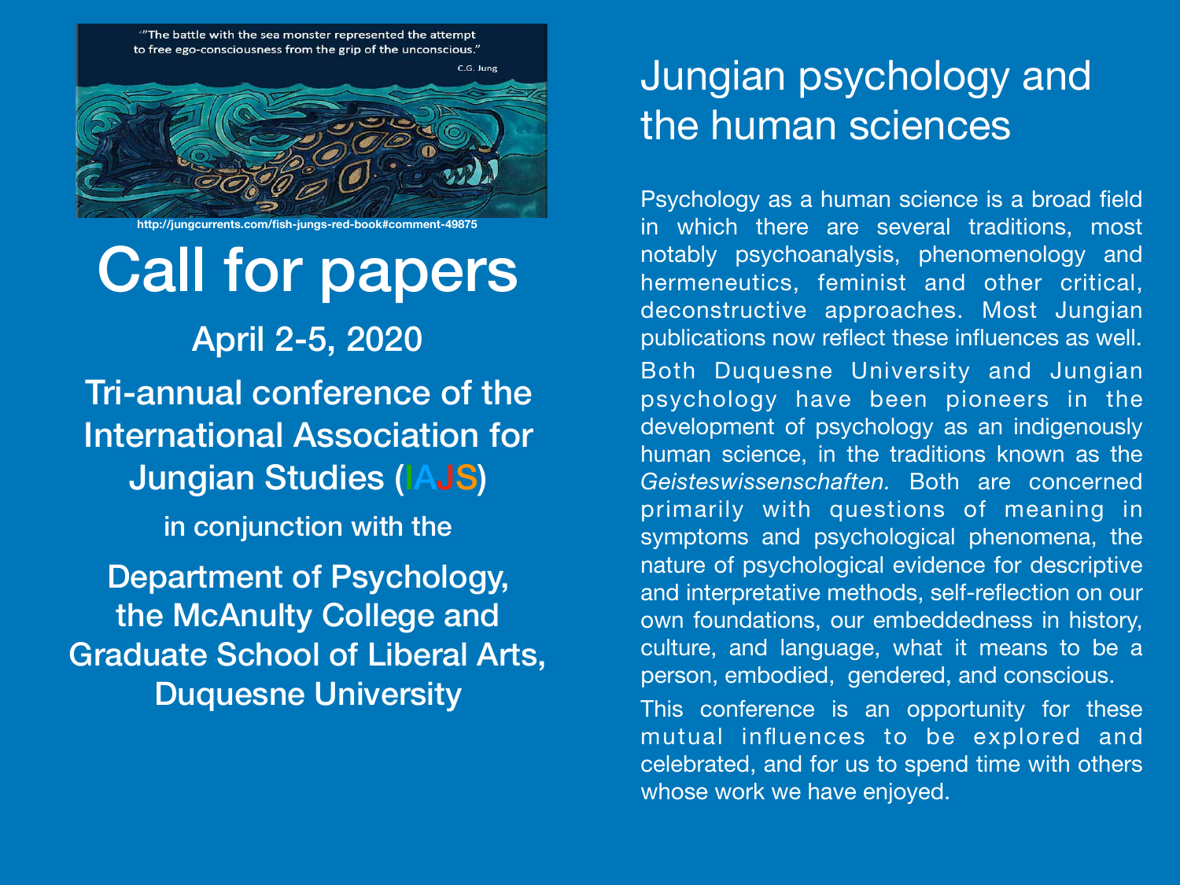"The battle with the sea monster represented the attempt to free ego-consciousness from the grip of the unconscious."

C.G. Jung

http://jungcurrents.com/fish-jungs-red-book#comment-49875

# Call for papers

## April 2-5, 2020

## Tri-annual conference of the International Association for Jungian Studies (IAJS)

### in conjunction with the

## Department of Psychology, the McAnulty College and Graduate School of Liberal Arts, Duquesne University

# Jungian psychology and the human sciences

Psychology as a human science is a broad field in which there are several traditions, most notably psychoanalysis, phenomenology and hermeneutics, feminist and other critical, deconstructive approaches. Most Jungian publications now reflect these influences as well.

Both Duquesne University and Jungian psychology have been pioneers in the development of psychology as an indigenously human science, in the traditions known as the *Geisteswissenschaften.* Both are concerned primarily with questions of meaning in symptoms and psychological phenomena, the nature of psychological evidence for descriptive and interpretative methods, self-reflection on our own foundations, our embeddedness in history, culture, and language, what it means to be a person, embodied, gendered, and conscious.

This conference is an opportunity for these mutual influences to be explored and celebrated, and for us to spend time with others whose work we have enjoyed.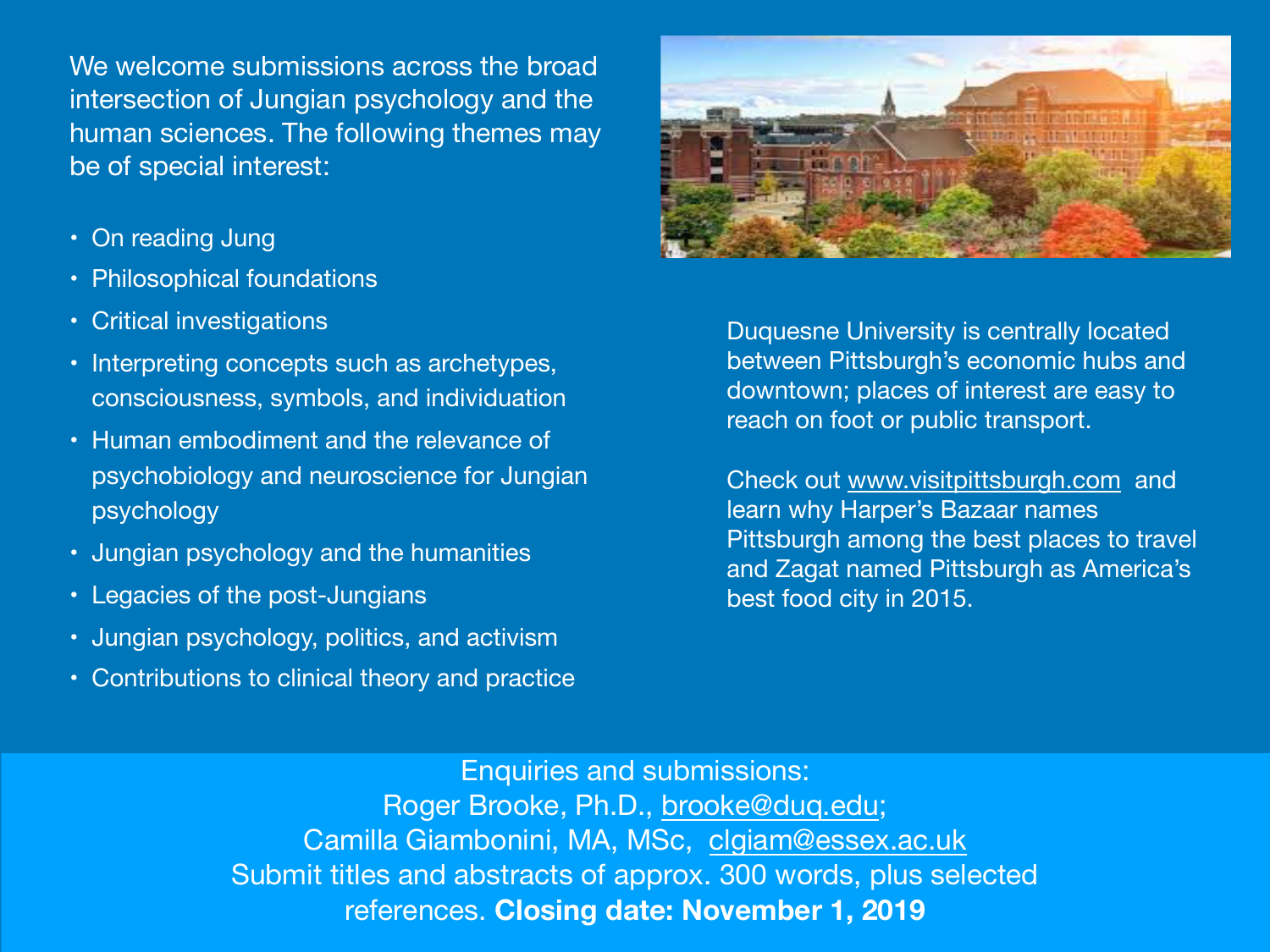We welcome submissions across the broad intersection of Jungian psychology and the human sciences. The following themes may be of special interest:

- On reading Jung
- Philosophical foundations
- Critical investigations
- Interpreting concepts such as archetypes, consciousness, symbols, and individuation
- Human embodiment and the relevance of psychobiology and neuroscience for Jungian psychology
- Jungian psychology and the humanities
- Legacies of the post-Jungians
- Jungian psychology, politics, and activism
- Contributions to clinical theory and practice

Duquesne University is centrally located between Pittsburgh's economic hubs and downtown; places of interest are easy to reach on foot or public transport.

Check out www.visitpittsburgh.com and learn why Harper's Bazaar names Pittsburgh among the best places to travel and Zagat named Pittsburgh as America's best food city in 2015.

Enquiries and submissions:
Roger Brooke, Ph.D., brooke@duq.edu;
Camilla Giambonini, MA, MSc, clgiam@essex.ac.uk
Submit titles and abstracts of approx. 300 words, plus selected references. **Closing date: November 1, 2019**